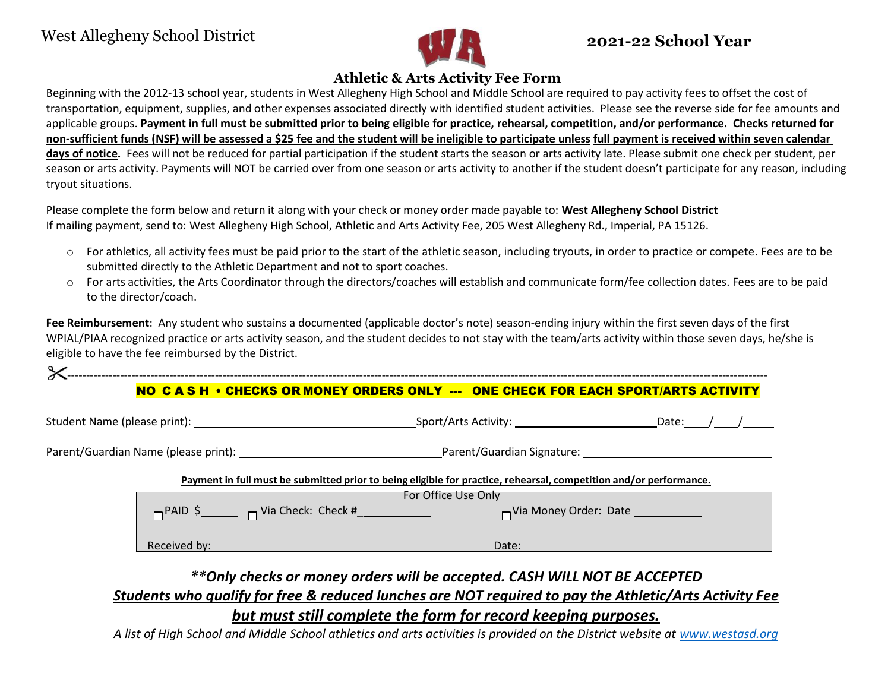West Allegheny School District

**2021-22 School Year**

## Athletic & Arts Activity Fee Form

Beginning with the 2012-13 school year, students in West Allegheny High School and Middle School are required to pay activity fees to offset the cost of transportation, equipment, supplies, and other expenses associated directly with identified student activities. Please see the reverse side for fee amounts and applicable groups. **Payment in full must be submitted prior to being eligible for practice, rehearsal, competition, and/or performance. Checks returned for non-sufficient funds (NSF) will be assessed a $25 fee and the student will be ineligible to participate unless full payment is received within seven calendar days of notice.** Fees will not be reduced for partial participation if the student starts the season or arts activity late. Please submit one check per student, per season or arts activity. Payments will NOT be carried over from one season or arts activity to another if the student doesn't participate for any reason, including tryout situations.

Please complete the form below and return it along with your check or money order made payable to: **West Allegheny School District**
If mailing payment, send to: West Allegheny High School, Athletic and Arts Activity Fee, 205 West Allegheny Rd., Imperial, PA 15126.

- For athletics, all activity fees must be paid prior to the start of the athletic season, including tryouts, in order to practice or compete. Fees are to be submitted directly to the Athletic Department and not to sport coaches.
- For arts activities, the Arts Coordinator through the directors/coaches will establish and communicate form/fee collection dates. Fees are to be paid to the director/coach.

**Fee Reimbursement**: Any student who sustains a documented (applicable doctor's note) season-ending injury within the first seven days of the first WPIAL/PIAA recognized practice or arts activity season, and the student decides to not stay with the team/arts activity within those seven days, he/she is eligible to have the fee reimbursed by the District.

---

**NO CASH • CHECKS OR MONEY ORDERS ONLY --- ONE CHECK FOR EACH SPORT/ARTS ACTIVITY**

Student Name (please print): ____________________ Sport/Arts Activity: ____________________ Date: ___/___/___

Parent/Guardian Name (please print): ____________________ Parent/Guardian Signature: ____________________

**Payment in full must be submitted prior to being eligible for practice, rehearsal, competition and/or performance.**

For Office Use Only

☐ PAID $______ ☐ Via Check: Check #____________ ☐ Via Money Order: Date ____________

Received by: Date:

***\*\*Only checks or money orders will be accepted. CASH WILL NOT BE ACCEPTED***

***Students who qualify for free & reduced lunches are NOT required to pay the Athletic/Arts Activity Fee but must still complete the form for record keeping purposes.***

*A list of High School and Middle School athletics and arts activities is provided on the District website at www.westasd.org*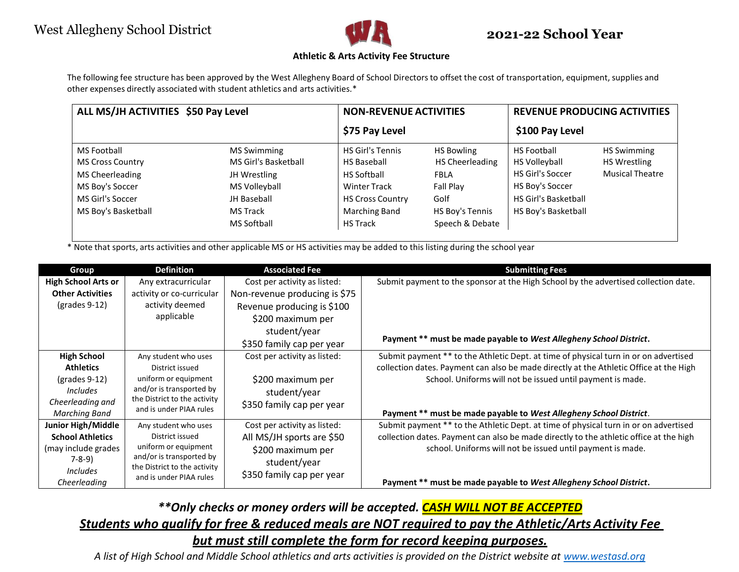West Allegheny School District

# 2021-22 School Year

## Athletic & Arts Activity Fee Structure

The following fee structure has been approved by the West Allegheny Board of School Directors to offset the cost of transportation, equipment, supplies and other expenses directly associated with student athletics and arts activities.*

| ALL MS/JH ACTIVITIES $50 Pay Level | | NON-REVENUE ACTIVITIES $75 Pay Level | | REVENUE PRODUCING ACTIVITIES $100 Pay Level | |
|---|---|---|---|---|---|
| MS Football | MS Swimming | HS Girl's Tennis | HS Bowling | HS Football | HS Swimming |
| MS Cross Country | MS Girl's Basketball | HS Baseball | HS Cheerleading | HS Volleyball | HS Wrestling |
| MS Cheerleading | JH Wrestling | HS Softball | FBLA | HS Girl's Soccer | Musical Theatre |
| MS Boy's Soccer | MS Volleyball | Winter Track | Fall Play | HS Boy's Soccer | |
| MS Girl's Soccer | JH Baseball | HS Cross Country | Golf | HS Girl's Basketball | |
| MS Boy's Basketball | MS Track | Marching Band | HS Boy's Tennis | HS Boy's Basketball | |
| | MS Softball | HS Track | Speech & Debate | | |

* Note that sports, arts activities and other applicable MS or HS activities may be added to this listing during the school year

| Group | Definition | Associated Fee | Submitting Fees |
|---|---|---|---|
| **High School Arts or Other Activities** (grades 9-12) | Any extracurricular or co-curricular activity deemed applicable | Cost per activity as listed: Non-revenue producing is $75 Revenue producing is $100 $200 maximum per student/year $350 family cap per year | Submit payment to the sponsor at the High School by the advertised collection date. **Payment ** must be made payable to *West Allegheny School District*.** |
| **High School Athletics** (grades 9-12) *Includes Cheerleading and Marching Band* | Any student who uses District issued uniform or equipment and/or is transported by the District to the activity and is under PIAA rules | Cost per activity as listed: $200 maximum per student/year $350 family cap per year | Submit payment ** to the Athletic Dept. at time of physical turn in or on advertised collection dates. Payment can also be made directly at the Athletic Office at the High School. Uniforms will not be issued until payment is made. **Payment ** must be made payable to *West Allegheny School District*.** |
| **Junior High/Middle School Athletics** (may include grades 7-8-9) *Includes Cheerleading* | Any student who uses District issued uniform or equipment and/or is transported by the District to the activity and is under PIAA rules | Cost per activity as listed: All MS/JH sports are $50 $200 maximum per student/year $350 family cap per year | Submit payment ** to the Athletic Dept. at time of physical turn in or on advertised collection dates. Payment can also be made directly to the athletic office at the high school. Uniforms will not be issued until payment is made. **Payment ** must be made payable to *West Allegheny School District*.** |

***\*\*Only checks or money orders will be accepted. CASH WILL NOT BE ACCEPTED***

***Students who qualify for free & reduced meals are NOT required to pay the Athletic/Arts Activity Fee but must still complete the form for record keeping purposes.***

*A list of High School and Middle School athletics and arts activities is provided on the District website at www.westasd.org*